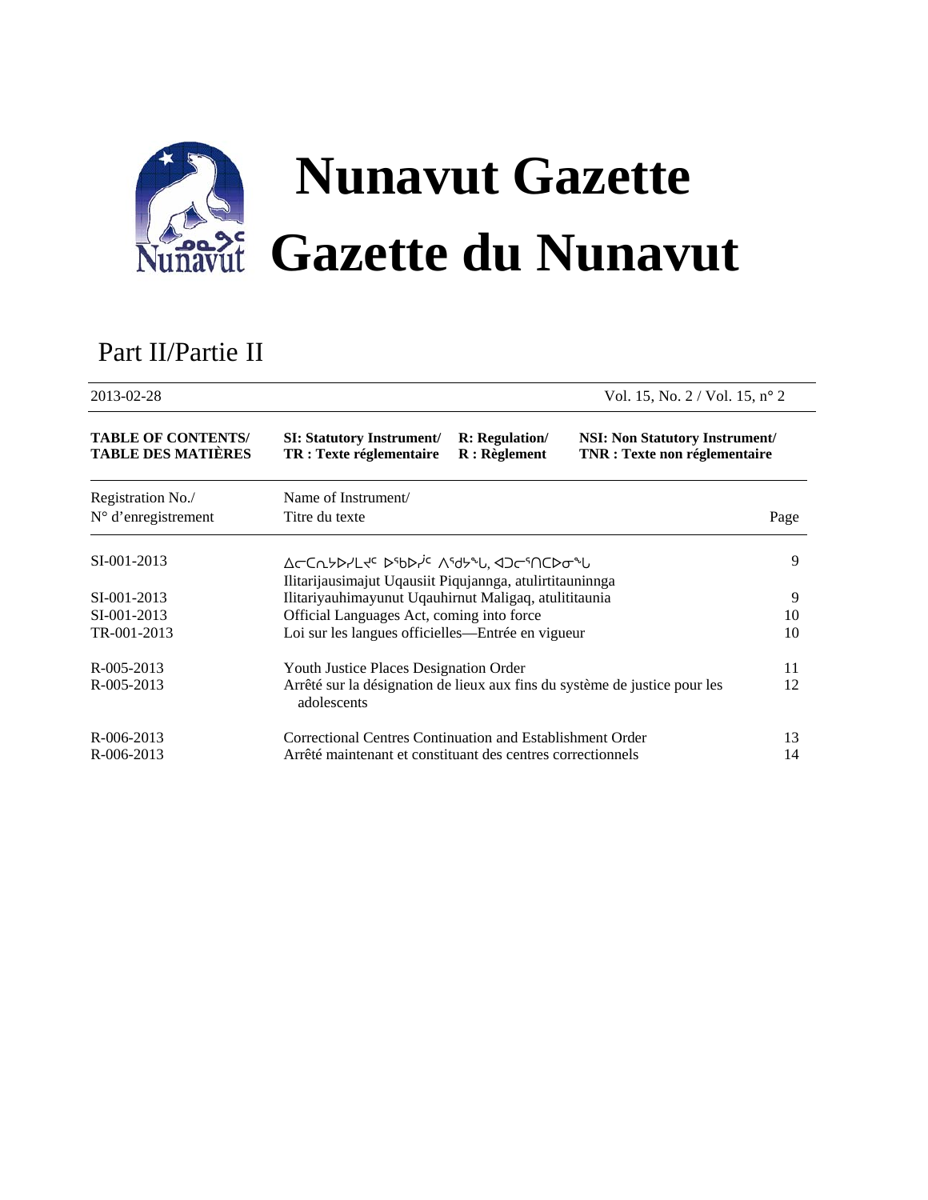# Nunavut Gazette
# Gazette du Nunavut

## Part II/Partie II

2013-02-28 Vol. 15, No. 2 / Vol. 15, n° 2

| **TABLE OF CONTENTS/ TABLE DES MATIÈRES** | **SI: Statutory Instrument/ TR : Texte réglementaire** | **R: Regulation/ R : Règlement** | **NSI: Non Statutory Instrument/ TNR : Texte non réglementaire** |
|---|---|---|---|

| Registration No./ N° d'enregistrement | Name of Instrument/ Titre du texte | Page |
|---|---|---|
| SI-001-2013 | ᐃᓕᑕᕆᔭᐅᓯᒪᔪᑦ ᐅᖃᐅᓰᑦ ᐱᕐᑯᔭᖓ, ᐊᑐᓕᕐᑎᑕᐅᓂᖓ<br>Ilitarijausimajut Uqausiit Piqujannga, atulirtitauninnga | 9 |
| SI-001-2013 | Ilitariyauhimayunut Uqauhirnut Maligaq, atulititaunia | 9 |
| SI-001-2013 | Official Languages Act, coming into force | 10 |
| TR-001-2013 | Loi sur les langues officielles—Entrée en vigueur | 10 |
| R-005-2013 | Youth Justice Places Designation Order | 11 |
| R-005-2013 | Arrêté sur la désignation de lieux aux fins du système de justice pour les adolescents | 12 |
| R-006-2013 | Correctional Centres Continuation and Establishment Order | 13 |
| R-006-2013 | Arrêté maintenant et constituant des centres correctionnels | 14 |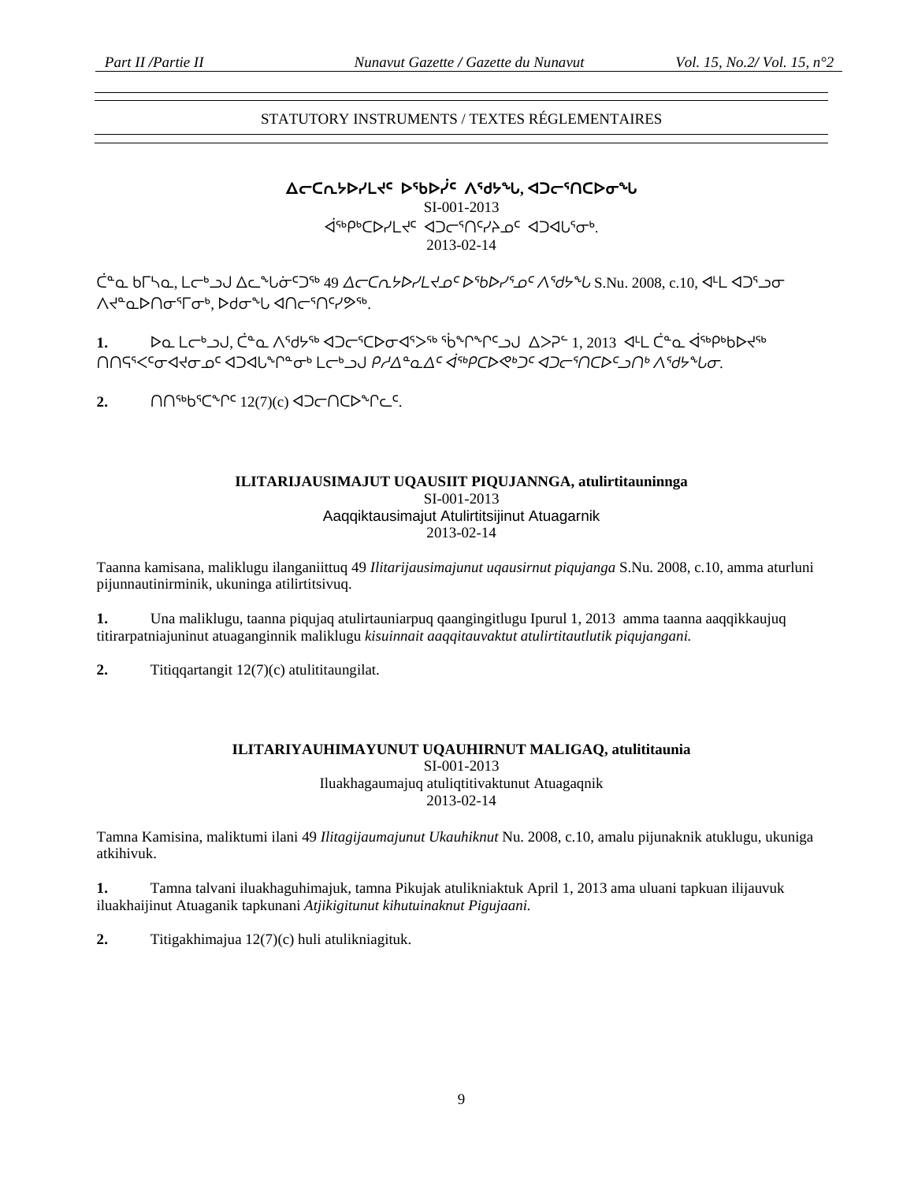STATUTORY INSTRUMENTS / TEXTES RÉGLEMENTAIRES

**ᐃᓕᑕᕆᔭᐅᓯᒪᔪᑦ ᐅᖃᐅᓰᑦ ᐱᖁᔭᖓ, ᐊᑐᓕᖅᑎᑕᐅᓂᖓ**
SI-001-2013
ᐋᖅᑭᒃᑕᐅᓯᒪᔪᑦ ᐊᑐᓕᖅᑎᑦᓯᔩᓄᑦ ᐊᑐᐊᒐᕐᓂᒃ.
2013-02-14

ᑖᓐᓇ ᑲᒥᓴᓇ, ᒪᓕᒃᓗᒍ ᐃᓚᖓᓃᑦᑐᖅ 49 *ᐃᓕᑕᕆᔭᐅᓯᒪᔪᓄᑦ ᐅᖃᐅᓯᕐᓄᑦ ᐱᖁᔭᖓ* S.Nu. 2008, c.10, ᐊᒻᒪ ᐊᑐᕐᓗᓂ ᐱᔪᓐᓇᐅᑎᓂᕐᒥᓂᒃ, ᐅᑯᓂᖓ ᐊᑎᓕᖅᑎᑦᓯᕗᖅ.

**1.** ᐅᓇ ᒪᓕᒃᓗᒍ, ᑖᓐᓇ ᐱᖁᔭᖅ ᐊᑐᓕᖅᑕᐅᓂᐊᕐᐳᖅ ᖄᖏᖕᒋᑦᓗᒍ ᐃᐳᕈᓪ 1, 2013 ᐊᒻᒪ ᑖᓐᓇ ᐋᖅᑭᒃᑲᐅᔪᖅ ᑎᑎᕋᕐᐸᑦᓂᐊᔪᓂᓄᑦ ᐊᑐᐊᒐᖏᓐᓂᒃ ᒪᓕᒃᓗᒍ *ᑭᓱᐃᓐᓇᐃᑦ ᐋᖅᑭᑕᐅᕙᒃᑐᑦ ᐊᑐᓕᖅᑎᑕᐅᑦᓗᑎᒃ ᐱᖁᔭᖏᓐᓂ*.

**2.** ᑎᑎᖅᑲᖅᑕᖏᑦ 12(7)(c) ᐊᑐᓕᑎᑕᐅᖏᓚᑦ.

**ILITARIJAUSIMAJUT UQAUSIIT PIQUJANNGA, atulirtitauninnga**
SI-001-2013
Aaqqiktausimajut Atulirtitsijinut Atuagarnik
2013-02-14

Taanna kamisana, maliklugu ilanganiittuq 49 *Ilitarijausimajunut uqausirnut piqujanga* S.Nu. 2008, c.10, amma aturluni pijunnautinirminik, ukuninga atilirtitsivuq.

**1.** Una maliklugu, taanna piqujaq atulirtauniarpuq qaangingitlugu Ipurul 1, 2013 amma taanna aaqqikkaujuq titirarpatniajuninut atuaganginnik maliklugu *kisuinnait aaqqitauvaktut atulirtitautlutik piqujangani.*

**2.** Titiqqartangit 12(7)(c) atulititaungilat.

**ILITARIYAUHIMAYUNUT UQAUHIRNUT MALIGAQ, atulititaunia**
SI-001-2013
Iluakhagaumajuq atuliqtitivaktunut Atuagaqnik
2013-02-14

Tamna Kamisina, maliktumi ilani 49 *Ilitagijaumajunut Ukauhiknut* Nu. 2008, c.10, amalu pijunaknik atuklugu, ukuniga atkihivuk.

**1.** Tamna talvani iluakhaguhimajuk, tamna Pikujak atulikniaktuk April 1, 2013 ama uluani tapkuan ilijauvuk iluakhaijinut Atuaganik tapkunani *Atjikigitunut kihutuinaknut Pigujaani.*

**2.** Titigakhimajua 12(7)(c) huli atulikniagituk.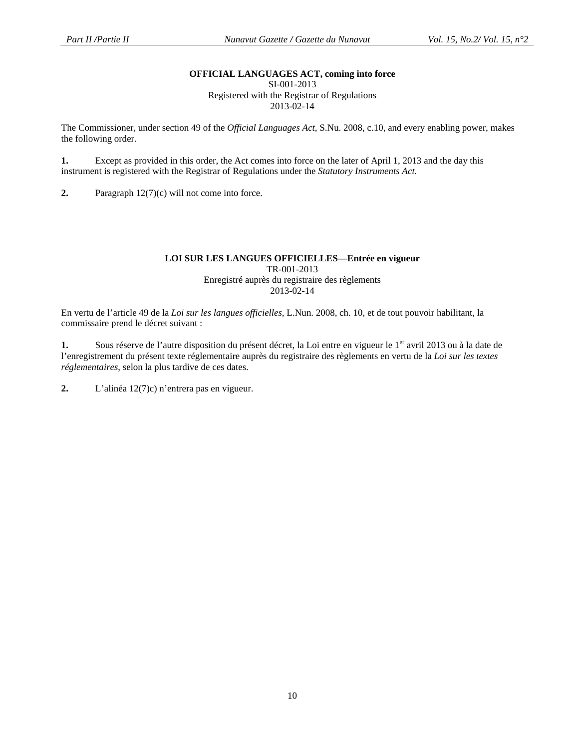**OFFICIAL LANGUAGES ACT, coming into force**

SI-001-2013
Registered with the Registrar of Regulations
2013-02-14

The Commissioner, under section 49 of the *Official Languages Act*, S.Nu. 2008, c.10, and every enabling power, makes the following order.

**1.** Except as provided in this order, the Act comes into force on the later of April 1, 2013 and the day this instrument is registered with the Registrar of Regulations under the *Statutory Instruments Act.*

**2.** Paragraph 12(7)(c) will not come into force.

**LOI SUR LES LANGUES OFFICIELLES—Entrée en vigueur**

TR-001-2013
Enregistré auprès du registraire des règlements
2013-02-14

En vertu de l’article 49 de la *Loi sur les langues officielles*, L.Nun. 2008, ch. 10, et de tout pouvoir habilitant, la commissaire prend le décret suivant :

**1.** Sous réserve de l’autre disposition du présent décret, la Loi entre en vigueur le 1er avril 2013 ou à la date de l’enregistrement du présent texte réglementaire auprès du registraire des règlements en vertu de la *Loi sur les textes réglementaires*, selon la plus tardive de ces dates.

**2.** L’alinéa 12(7)c) n’entrera pas en vigueur.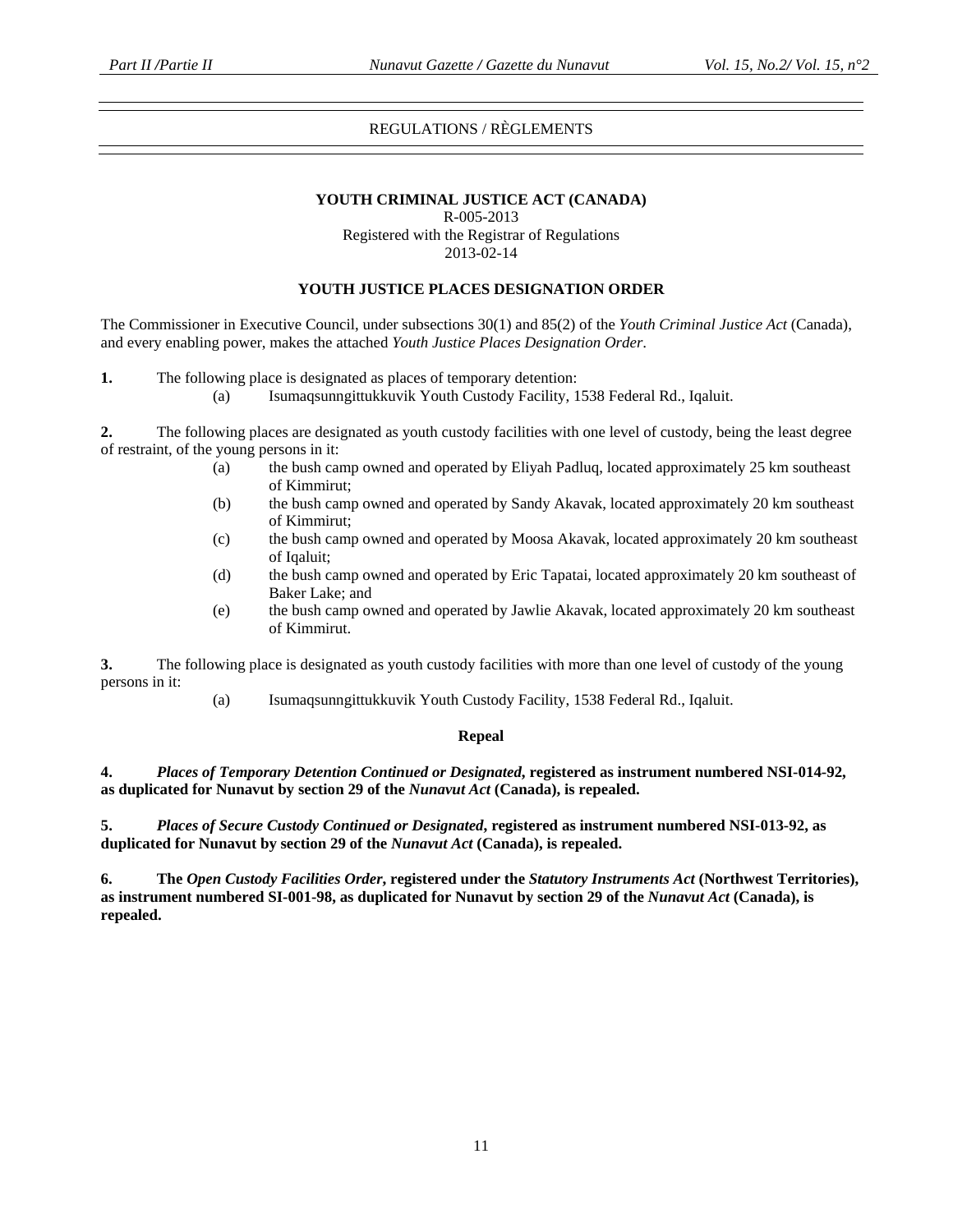## REGULATIONS / RÈGLEMENTS

**YOUTH CRIMINAL JUSTICE ACT (CANADA)**
R-005-2013
Registered with the Registrar of Regulations
2013-02-14

### YOUTH JUSTICE PLACES DESIGNATION ORDER

The Commissioner in Executive Council, under subsections 30(1) and 85(2) of the *Youth Criminal Justice Act* (Canada), and every enabling power, makes the attached *Youth Justice Places Designation Order*.

**1.** The following place is designated as places of temporary detention:

(a) Isumaqsunngittukkuvik Youth Custody Facility, 1538 Federal Rd., Iqaluit.

**2.** The following places are designated as youth custody facilities with one level of custody, being the least degree of restraint, of the young persons in it:

(a) the bush camp owned and operated by Eliyah Padluq, located approximately 25 km southeast of Kimmirut;

(b) the bush camp owned and operated by Sandy Akavak, located approximately 20 km southeast of Kimmirut;

(c) the bush camp owned and operated by Moosa Akavak, located approximately 20 km southeast of Iqaluit;

(d) the bush camp owned and operated by Eric Tapatai, located approximately 20 km southeast of Baker Lake; and

(e) the bush camp owned and operated by Jawlie Akavak, located approximately 20 km southeast of Kimmirut.

**3.** The following place is designated as youth custody facilities with more than one level of custody of the young persons in it:

(a) Isumaqsunngittukkuvik Youth Custody Facility, 1538 Federal Rd., Iqaluit.

**Repeal**

**4.** ***Places of Temporary Detention Continued or Designated*, registered as instrument numbered NSI-014-92, as duplicated for Nunavut by section 29 of the *Nunavut Act* (Canada), is repealed.**

**5.** ***Places of Secure Custody Continued or Designated*, registered as instrument numbered NSI-013-92, as duplicated for Nunavut by section 29 of the *Nunavut Act* (Canada), is repealed.**

**6.** **The *Open Custody Facilities Order*, registered under the *Statutory Instruments Act* (Northwest Territories), as instrument numbered SI-001-98, as duplicated for Nunavut by section 29 of the *Nunavut Act* (Canada), is repealed.**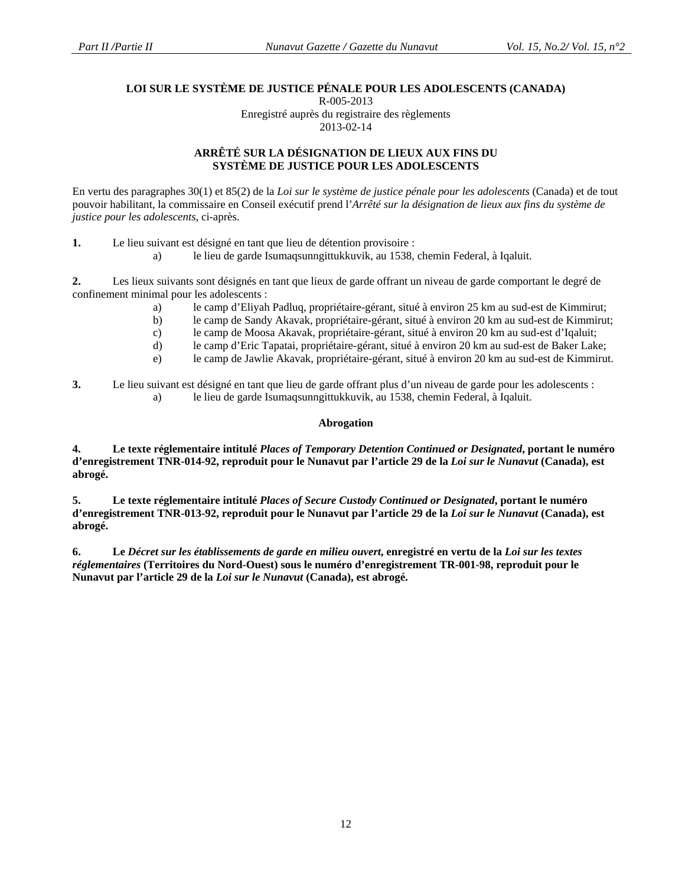**LOI SUR LE SYSTÈME DE JUSTICE PÉNALE POUR LES ADOLESCENTS (CANADA)**
R-005-2013
Enregistré auprès du registraire des règlements
2013-02-14

## ARRÊTÉ SUR LA DÉSIGNATION DE LIEUX AUX FINS DU SYSTÈME DE JUSTICE POUR LES ADOLESCENTS

En vertu des paragraphes 30(1) et 85(2) de la *Loi sur le système de justice pénale pour les adolescents* (Canada) et de tout pouvoir habilitant, la commissaire en Conseil exécutif prend l'*Arrêté sur la désignation de lieux aux fins du système de justice pour les adolescents*, ci-après.

**1.** Le lieu suivant est désigné en tant que lieu de détention provisoire :

a) le lieu de garde Isumaqsunngittukkuvik, au 1538, chemin Federal, à Iqaluit.

**2.** Les lieux suivants sont désignés en tant que lieux de garde offrant un niveau de garde comportant le degré de confinement minimal pour les adolescents :

a) le camp d'Eliyah Padluq, propriétaire-gérant, situé à environ 25 km au sud-est de Kimmirut;
b) le camp de Sandy Akavak, propriétaire-gérant, situé à environ 20 km au sud-est de Kimmirut;
c) le camp de Moosa Akavak, propriétaire-gérant, situé à environ 20 km au sud-est d'Iqaluit;
d) le camp d'Eric Tapatai, propriétaire-gérant, situé à environ 20 km au sud-est de Baker Lake;
e) le camp de Jawlie Akavak, propriétaire-gérant, situé à environ 20 km au sud-est de Kimmirut.

**3.** Le lieu suivant est désigné en tant que lieu de garde offrant plus d'un niveau de garde pour les adolescents :

a) le lieu de garde Isumaqsunngittukkuvik, au 1538, chemin Federal, à Iqaluit.

### Abrogation

**4. Le texte réglementaire intitulé *Places of Temporary Detention Continued or Designated*, portant le numéro d'enregistrement TNR-014-92, reproduit pour le Nunavut par l'article 29 de la *Loi sur le Nunavut* (Canada), est abrogé.**

**5. Le texte réglementaire intitulé *Places of Secure Custody Continued or Designated*, portant le numéro d'enregistrement TNR-013-92, reproduit pour le Nunavut par l'article 29 de la *Loi sur le Nunavut* (Canada), est abrogé.**

**6. Le *Décret sur les établissements de garde en milieu ouvert*, enregistré en vertu de la *Loi sur les textes réglementaires* (Territoires du Nord-Ouest) sous le numéro d'enregistrement TR-001-98, reproduit pour le Nunavut par l'article 29 de la *Loi sur le Nunavut* (Canada), est abrogé.**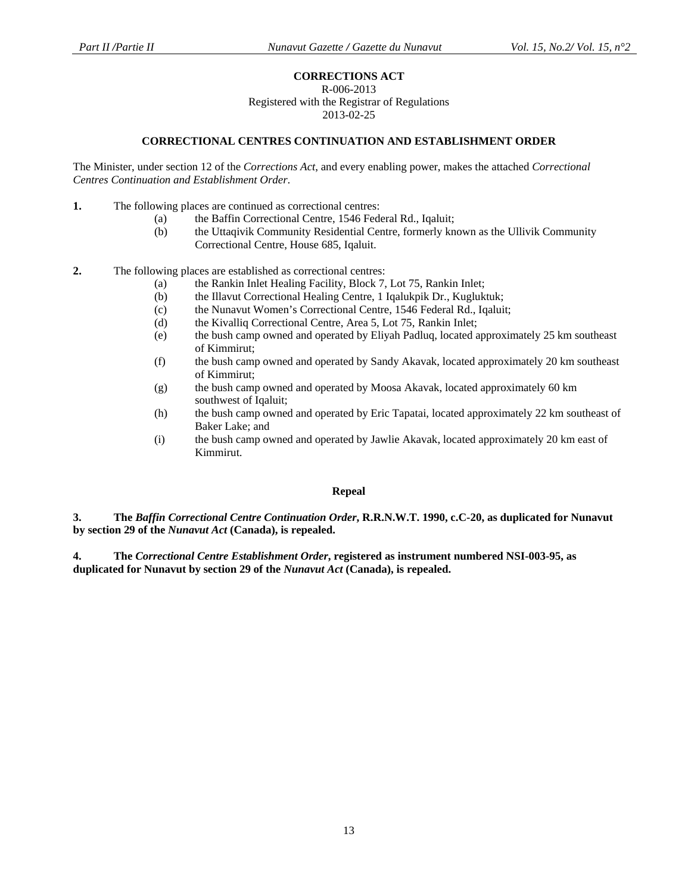**CORRECTIONS ACT**
R-006-2013
Registered with the Registrar of Regulations
2013-02-25

**CORRECTIONAL CENTRES CONTINUATION AND ESTABLISHMENT ORDER**

The Minister, under section 12 of the *Corrections Act*, and every enabling power, makes the attached *Correctional Centres Continuation and Establishment Order*.

**1.** The following places are continued as correctional centres:

(a) the Baffin Correctional Centre, 1546 Federal Rd., Iqaluit;

(b) the Uttaqivik Community Residential Centre, formerly known as the Ullivik Community Correctional Centre, House 685, Iqaluit.

**2.** The following places are established as correctional centres:

(a) the Rankin Inlet Healing Facility, Block 7, Lot 75, Rankin Inlet;

(b) the Illavut Correctional Healing Centre, 1 Iqalukpik Dr., Kugluktuk;

(c) the Nunavut Women's Correctional Centre, 1546 Federal Rd., Iqaluit;

(d) the Kivalliq Correctional Centre, Area 5, Lot 75, Rankin Inlet;

(e) the bush camp owned and operated by Eliyah Padluq, located approximately 25 km southeast of Kimmirut;

(f) the bush camp owned and operated by Sandy Akavak, located approximately 20 km southeast of Kimmirut;

(g) the bush camp owned and operated by Moosa Akavak, located approximately 60 km southwest of Iqaluit;

(h) the bush camp owned and operated by Eric Tapatai, located approximately 22 km southeast of Baker Lake; and

(i) the bush camp owned and operated by Jawlie Akavak, located approximately 20 km east of Kimmirut.

**Repeal**

**3. The *Baffin Correctional Centre Continuation Order*, R.R.N.W.T. 1990, c.C-20, as duplicated for Nunavut by section 29 of the *Nunavut Act* (Canada), is repealed.**

**4. The *Correctional Centre Establishment Order*, registered as instrument numbered NSI-003-95, as duplicated for Nunavut by section 29 of the *Nunavut Act* (Canada), is repealed.**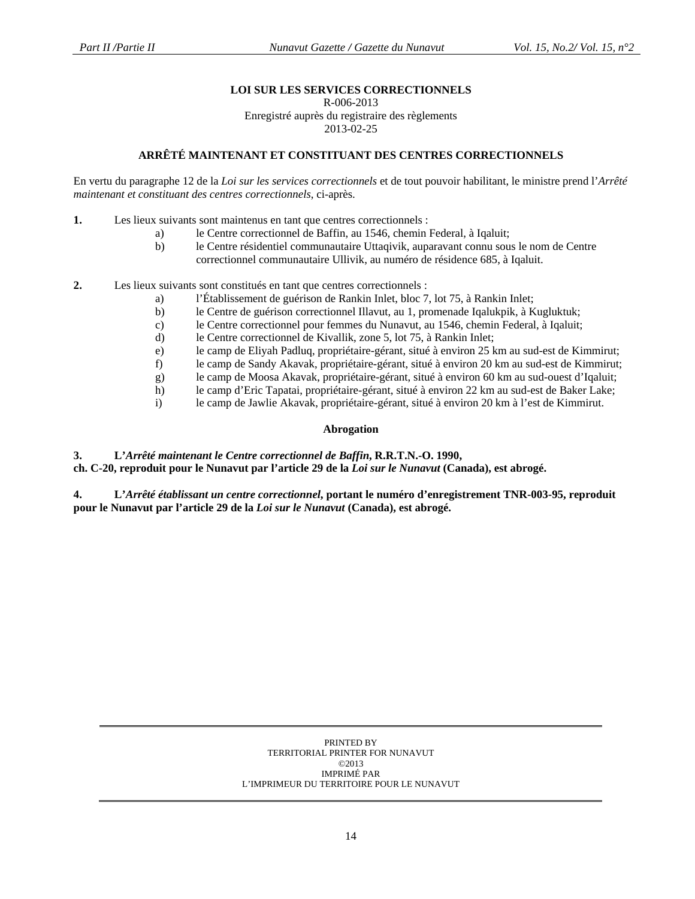**LOI SUR LES SERVICES CORRECTIONNELS**
R-006-2013
Enregistré auprès du registraire des règlements
2013-02-25

## ARRÊTÉ MAINTENANT ET CONSTITUANT DES CENTRES CORRECTIONNELS

En vertu du paragraphe 12 de la *Loi sur les services correctionnels* et de tout pouvoir habilitant, le ministre prend l'*Arrêté maintenant et constituant des centres correctionnels*, ci-après.

**1.** Les lieux suivants sont maintenus en tant que centres correctionnels :

a) le Centre correctionnel de Baffin, au 1546, chemin Federal, à Iqaluit;
b) le Centre résidentiel communautaire Uttaqivik, auparavant connu sous le nom de Centre correctionnel communautaire Ullivik, au numéro de résidence 685, à Iqaluit.

**2.** Les lieux suivants sont constitués en tant que centres correctionnels :

a) l'Établissement de guérison de Rankin Inlet, bloc 7, lot 75, à Rankin Inlet;
b) le Centre de guérison correctionnel Illavut, au 1, promenade Iqalukpik, à Kugluktuk;
c) le Centre correctionnel pour femmes du Nunavut, au 1546, chemin Federal, à Iqaluit;
d) le Centre correctionnel de Kivallik, zone 5, lot 75, à Rankin Inlet;
e) le camp de Eliyah Padluq, propriétaire-gérant, situé à environ 25 km au sud-est de Kimmirut;
f) le camp de Sandy Akavak, propriétaire-gérant, situé à environ 20 km au sud-est de Kimmirut;
g) le camp de Moosa Akavak, propriétaire-gérant, situé à environ 60 km au sud-ouest d'Iqaluit;
h) le camp d'Eric Tapatai, propriétaire-gérant, situé à environ 22 km au sud-est de Baker Lake;
i) le camp de Jawlie Akavak, propriétaire-gérant, situé à environ 20 km à l'est de Kimmirut.

### Abrogation

**3. L'*Arrêté maintenant le Centre correctionnel de Baffin*, R.R.T.N.-O. 1990, ch. C-20, reproduit pour le Nunavut par l'article 29 de la *Loi sur le Nunavut* (Canada), est abrogé.**

**4. L'*Arrêté établissant un centre correctionnel*, portant le numéro d'enregistrement TNR-003-95, reproduit pour le Nunavut par l'article 29 de la *Loi sur le Nunavut* (Canada), est abrogé.**

---

PRINTED BY
TERRITORIAL PRINTER FOR NUNAVUT
©2013
IMPRIMÉ PAR
L'IMPRIMEUR DU TERRITOIRE POUR LE NUNAVUT

---